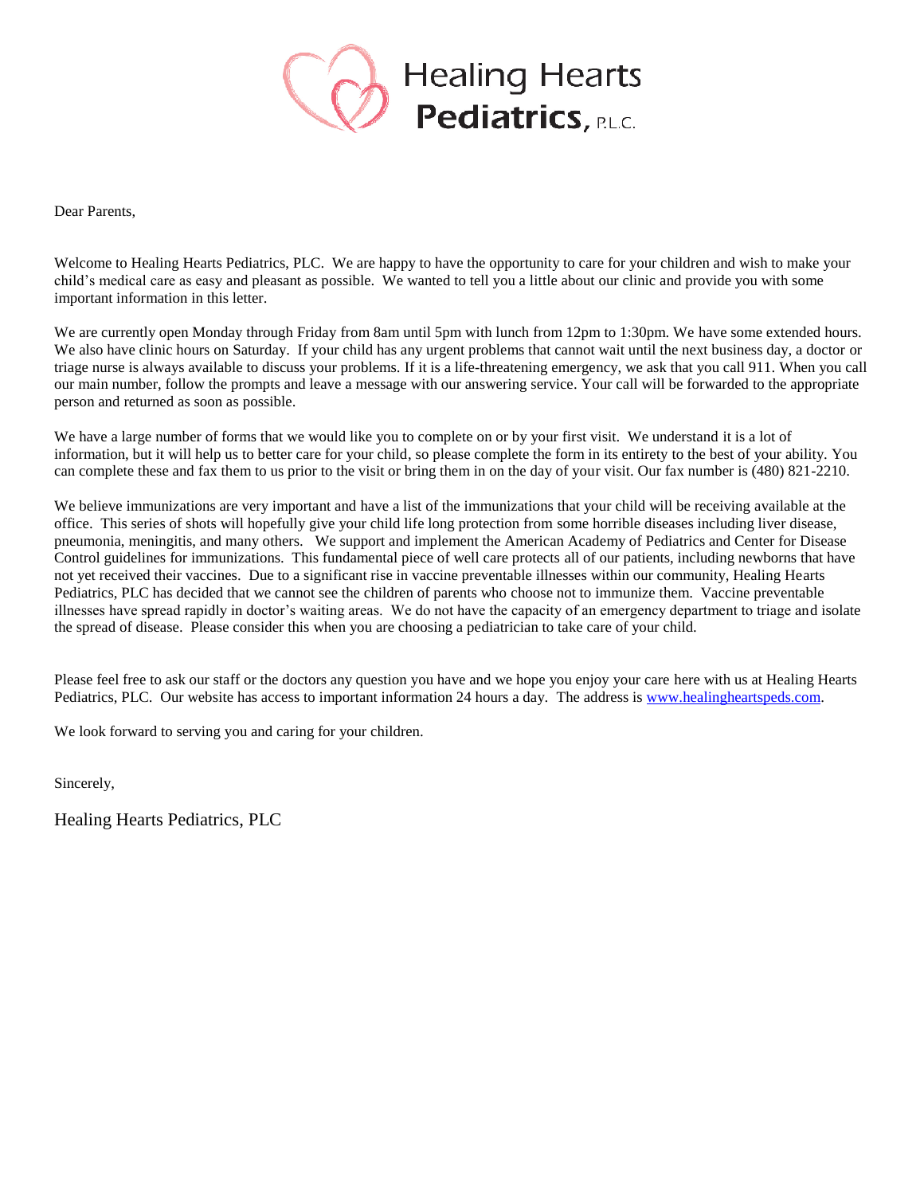# Healing Hearts Pediatrics, P.L.C.

Dear Parents,

Welcome to Healing Hearts Pediatrics, PLC. We are happy to have the opportunity to care for your children and wish to make your child's medical care as easy and pleasant as possible. We wanted to tell you a little about our clinic and provide you with some important information in this letter.

We are currently open Monday through Friday from 8am until 5pm with lunch from 12pm to 1:30pm. We have some extended hours. We also have clinic hours on Saturday. If your child has any urgent problems that cannot wait until the next business day, a doctor or triage nurse is always available to discuss your problems. If it is a life-threatening emergency, we ask that you call 911. When you call our main number, follow the prompts and leave a message with our answering service. Your call will be forwarded to the appropriate person and returned as soon as possible.

We have a large number of forms that we would like you to complete on or by your first visit. We understand it is a lot of information, but it will help us to better care for your child, so please complete the form in its entirety to the best of your ability. You can complete these and fax them to us prior to the visit or bring them in on the day of your visit. Our fax number is (480) 821-2210.

We believe immunizations are very important and have a list of the immunizations that your child will be receiving available at the office. This series of shots will hopefully give your child life long protection from some horrible diseases including liver disease, pneumonia, meningitis, and many others. We support and implement the American Academy of Pediatrics and Center for Disease Control guidelines for immunizations. This fundamental piece of well care protects all of our patients, including newborns that have not yet received their vaccines. Due to a significant rise in vaccine preventable illnesses within our community, Healing Hearts Pediatrics, PLC has decided that we cannot see the children of parents who choose not to immunize them. Vaccine preventable illnesses have spread rapidly in doctor's waiting areas. We do not have the capacity of an emergency department to triage and isolate the spread of disease. Please consider this when you are choosing a pediatrician to take care of your child.

Please feel free to ask our staff or the doctors any question you have and we hope you enjoy your care here with us at Healing Hearts Pediatrics, PLC. Our website has access to important information 24 hours a day. The address is [www.healingheartspeds.com](http://www.healingheartspeds.com).

We look forward to serving you and caring for your children.

Sincerely,

Healing Hearts Pediatrics, PLC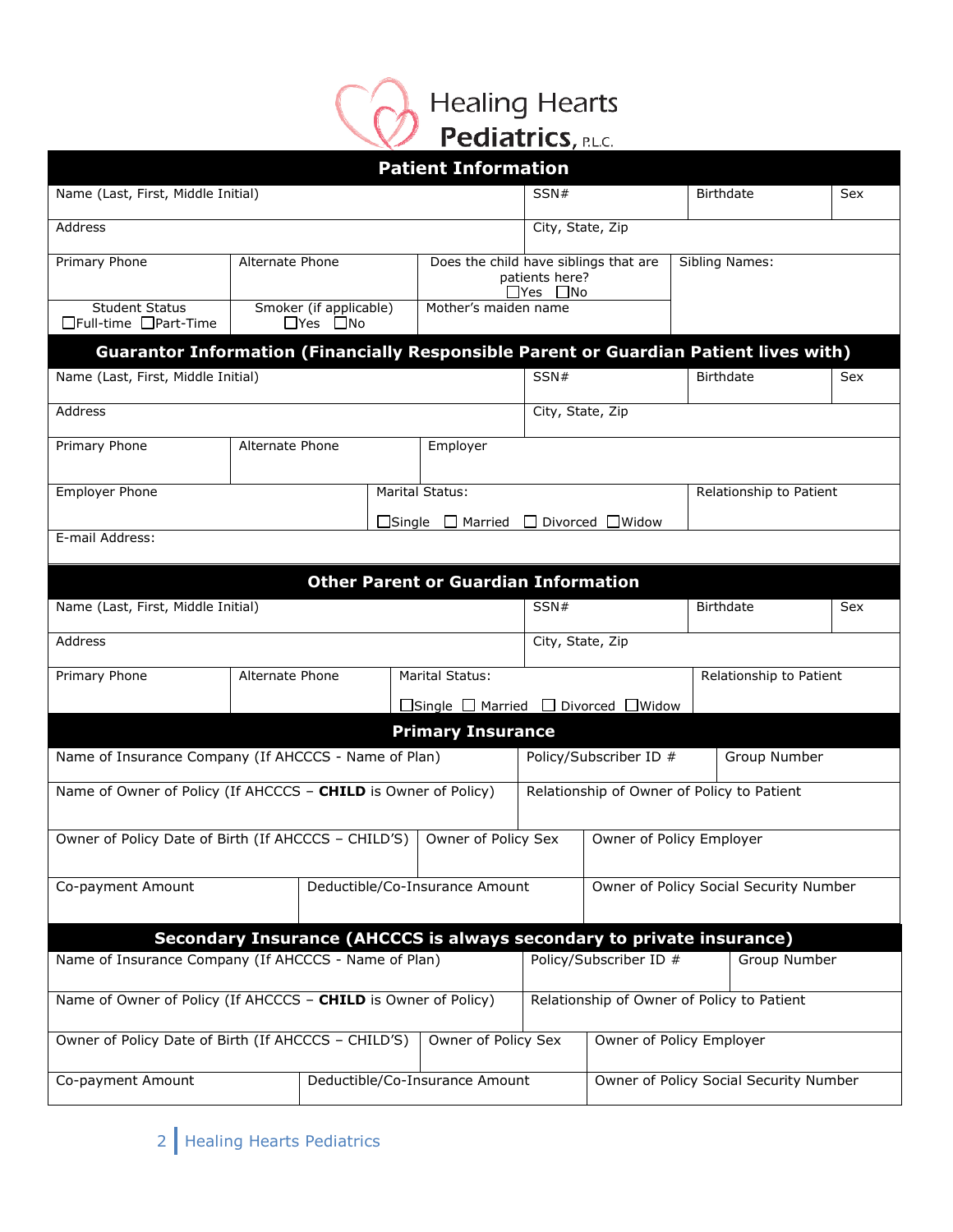Healing Hearts **Pediatrics**, P.L.C.

## Patient Information

| Name (Last, First, Middle Initial) | | | SSN# | Birthdate | Sex |
|---|---|---|---|---|---|
| Address | | | City, State, Zip | | |
| Primary Phone | Alternate Phone | Does the child have siblings that are patients here? ☐Yes ☐No | | Sibling Names: | |
| Student Status ☐Full-time ☐Part-Time | Smoker (if applicable) ☐Yes ☐No | Mother's maiden name | | | |

## Guarantor Information (Financially Responsible Parent or Guardian Patient lives with)

| Name (Last, First, Middle Initial) | | | SSN# | Birthdate | Sex |
|---|---|---|---|---|---|
| Address | | | City, State, Zip | | |
| Primary Phone | Alternate Phone | Employer | | | |
| Employer Phone | | Marital Status: ☐Single ☐ Married ☐ Divorced ☐Widow | | Relationship to Patient | |
| E-mail Address: | | | | | |

## Other Parent or Guardian Information

| Name (Last, First, Middle Initial) | | | SSN# | Birthdate | Sex |
|---|---|---|---|---|---|
| Address | | | City, State, Zip | | |
| Primary Phone | Alternate Phone | Marital Status: ☐Single ☐ Married ☐ Divorced ☐Widow | | Relationship to Patient | |

## Primary Insurance

| Name of Insurance Company (If AHCCCS - Name of Plan) | | Policy/Subscriber ID # | Group Number |
|---|---|---|---|
| Name of Owner of Policy (If AHCCCS – **CHILD** is Owner of Policy) | | Relationship of Owner of Policy to Patient | |
| Owner of Policy Date of Birth (If AHCCCS – CHILD'S) | Owner of Policy Sex | Owner of Policy Employer | |
| Co-payment Amount | Deductible/Co-Insurance Amount | Owner of Policy Social Security Number | |

## Secondary Insurance (AHCCCS is always secondary to private insurance)

| Name of Insurance Company (If AHCCCS - Name of Plan) | | Policy/Subscriber ID # | Group Number |
|---|---|---|---|
| Name of Owner of Policy (If AHCCCS – **CHILD** is Owner of Policy) | | Relationship of Owner of Policy to Patient | |
| Owner of Policy Date of Birth (If AHCCCS – CHILD'S) | Owner of Policy Sex | Owner of Policy Employer | |
| Co-payment Amount | Deductible/Co-Insurance Amount | Owner of Policy Social Security Number | |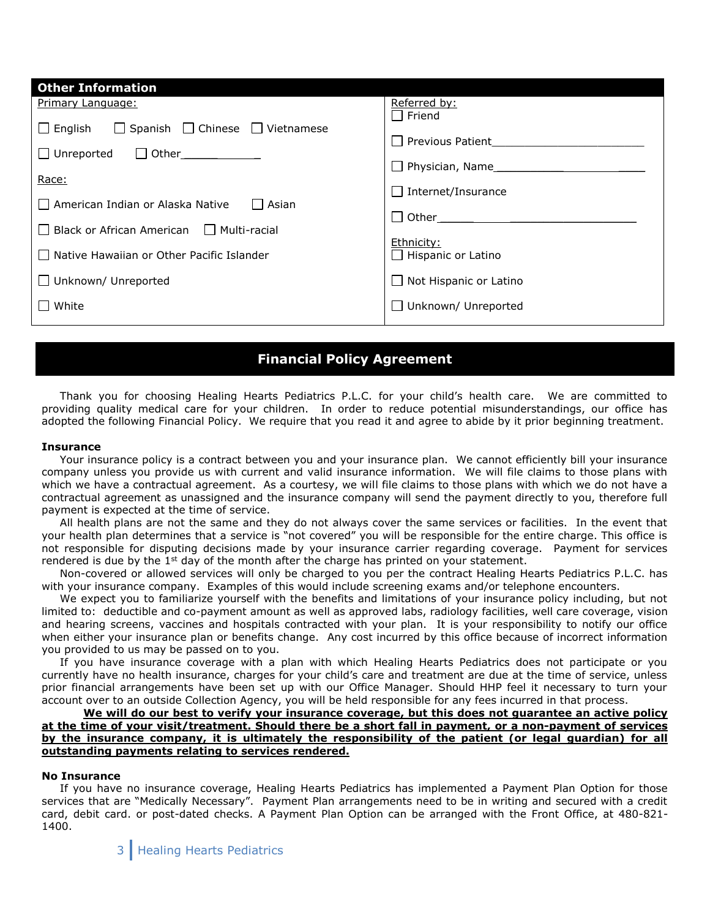## Other Information

**Primary Language:**

- ☐ English ☐ Spanish ☐ Chinese ☐ Vietnamese
- ☐ Unreported ☐ Other___________

**Race:**

- ☐ American Indian or Alaska Native ☐ Asian
- ☐ Black or African American ☐ Multi-racial
- ☐ Native Hawaiian or Other Pacific Islander
- ☐ Unknown/ Unreported
- ☐ White

**Referred by:**

- ☐ Friend
- ☐ Previous Patient_______________________
- ☐ Physician, Name_______________________
- ☐ Internet/Insurance
- ☐ Other___________________________

**Ethnicity:**

- ☐ Hispanic or Latino
- ☐ Not Hispanic or Latino
- ☐ Unknown/ Unreported

## Financial Policy Agreement

Thank you for choosing Healing Hearts Pediatrics P.L.C. for your child's health care. We are committed to providing quality medical care for your children. In order to reduce potential misunderstandings, our office has adopted the following Financial Policy. We require that you read it and agree to abide by it prior beginning treatment.

### Insurance

Your insurance policy is a contract between you and your insurance plan. We cannot efficiently bill your insurance company unless you provide us with current and valid insurance information. We will file claims to those plans with which we have a contractual agreement. As a courtesy, we will file claims to those plans with which we do not have a contractual agreement as unassigned and the insurance company will send the payment directly to you, therefore full payment is expected at the time of service.

All health plans are not the same and they do not always cover the same services or facilities. In the event that your health plan determines that a service is "not covered" you will be responsible for the entire charge. This office is not responsible for disputing decisions made by your insurance carrier regarding coverage. Payment for services rendered is due by the 1st day of the month after the charge has printed on your statement.

Non-covered or allowed services will only be charged to you per the contract Healing Hearts Pediatrics P.L.C. has with your insurance company. Examples of this would include screening exams and/or telephone encounters.

We expect you to familiarize yourself with the benefits and limitations of your insurance policy including, but not limited to: deductible and co-payment amount as well as approved labs, radiology facilities, well care coverage, vision and hearing screens, vaccines and hospitals contracted with your plan. It is your responsibility to notify our office when either your insurance plan or benefits change. Any cost incurred by this office because of incorrect information you provided to us may be passed on to you.

If you have insurance coverage with a plan with which Healing Hearts Pediatrics does not participate or you currently have no health insurance, charges for your child's care and treatment are due at the time of service, unless prior financial arrangements have been set up with our Office Manager. Should HHP feel it necessary to turn your account over to an outside Collection Agency, you will be held responsible for any fees incurred in that process.

**<u>We will do our best to verify your insurance coverage, but this does not guarantee an active policy at the time of your visit/treatment. Should there be a short fall in payment, or a non-payment of services by the insurance company, it is ultimately the responsibility of the patient (or legal guardian) for all outstanding payments relating to services rendered.</u>**

### No Insurance

If you have no insurance coverage, Healing Hearts Pediatrics has implemented a Payment Plan Option for those services that are "Medically Necessary". Payment Plan arrangements need to be in writing and secured with a credit card, debit card. or post-dated checks. A Payment Plan Option can be arranged with the Front Office, at 480-821-1400.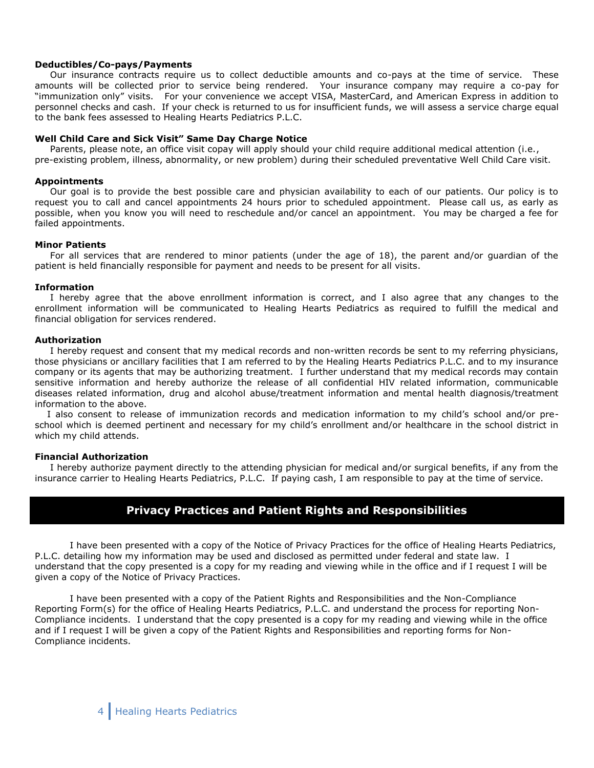**Deductibles/Co-pays/Payments**

Our insurance contracts require us to collect deductible amounts and co-pays at the time of service. These amounts will be collected prior to service being rendered. Your insurance company may require a co-pay for "immunization only" visits. For your convenience we accept VISA, MasterCard, and American Express in addition to personnel checks and cash. If your check is returned to us for insufficient funds, we will assess a service charge equal to the bank fees assessed to Healing Hearts Pediatrics P.L.C.

**Well Child Care and Sick Visit" Same Day Charge Notice**

Parents, please note, an office visit copay will apply should your child require additional medical attention (i.e., pre-existing problem, illness, abnormality, or new problem) during their scheduled preventative Well Child Care visit.

**Appointments**

Our goal is to provide the best possible care and physician availability to each of our patients. Our policy is to request you to call and cancel appointments 24 hours prior to scheduled appointment. Please call us, as early as possible, when you know you will need to reschedule and/or cancel an appointment. You may be charged a fee for failed appointments.

**Minor Patients**

For all services that are rendered to minor patients (under the age of 18), the parent and/or guardian of the patient is held financially responsible for payment and needs to be present for all visits.

**Information**

I hereby agree that the above enrollment information is correct, and I also agree that any changes to the enrollment information will be communicated to Healing Hearts Pediatrics as required to fulfill the medical and financial obligation for services rendered.

**Authorization**

I hereby request and consent that my medical records and non-written records be sent to my referring physicians, those physicians or ancillary facilities that I am referred to by the Healing Hearts Pediatrics P.L.C. and to my insurance company or its agents that may be authorizing treatment. I further understand that my medical records may contain sensitive information and hereby authorize the release of all confidential HIV related information, communicable diseases related information, drug and alcohol abuse/treatment information and mental health diagnosis/treatment information to the above.

I also consent to release of immunization records and medication information to my child's school and/or pre-school which is deemed pertinent and necessary for my child's enrollment and/or healthcare in the school district in which my child attends.

**Financial Authorization**

I hereby authorize payment directly to the attending physician for medical and/or surgical benefits, if any from the insurance carrier to Healing Hearts Pediatrics, P.L.C. If paying cash, I am responsible to pay at the time of service.

## Privacy Practices and Patient Rights and Responsibilities

I have been presented with a copy of the Notice of Privacy Practices for the office of Healing Hearts Pediatrics, P.L.C. detailing how my information may be used and disclosed as permitted under federal and state law. I understand that the copy presented is a copy for my reading and viewing while in the office and if I request I will be given a copy of the Notice of Privacy Practices.

I have been presented with a copy of the Patient Rights and Responsibilities and the Non-Compliance Reporting Form(s) for the office of Healing Hearts Pediatrics, P.L.C. and understand the process for reporting Non-Compliance incidents. I understand that the copy presented is a copy for my reading and viewing while in the office and if I request I will be given a copy of the Patient Rights and Responsibilities and reporting forms for Non-Compliance incidents.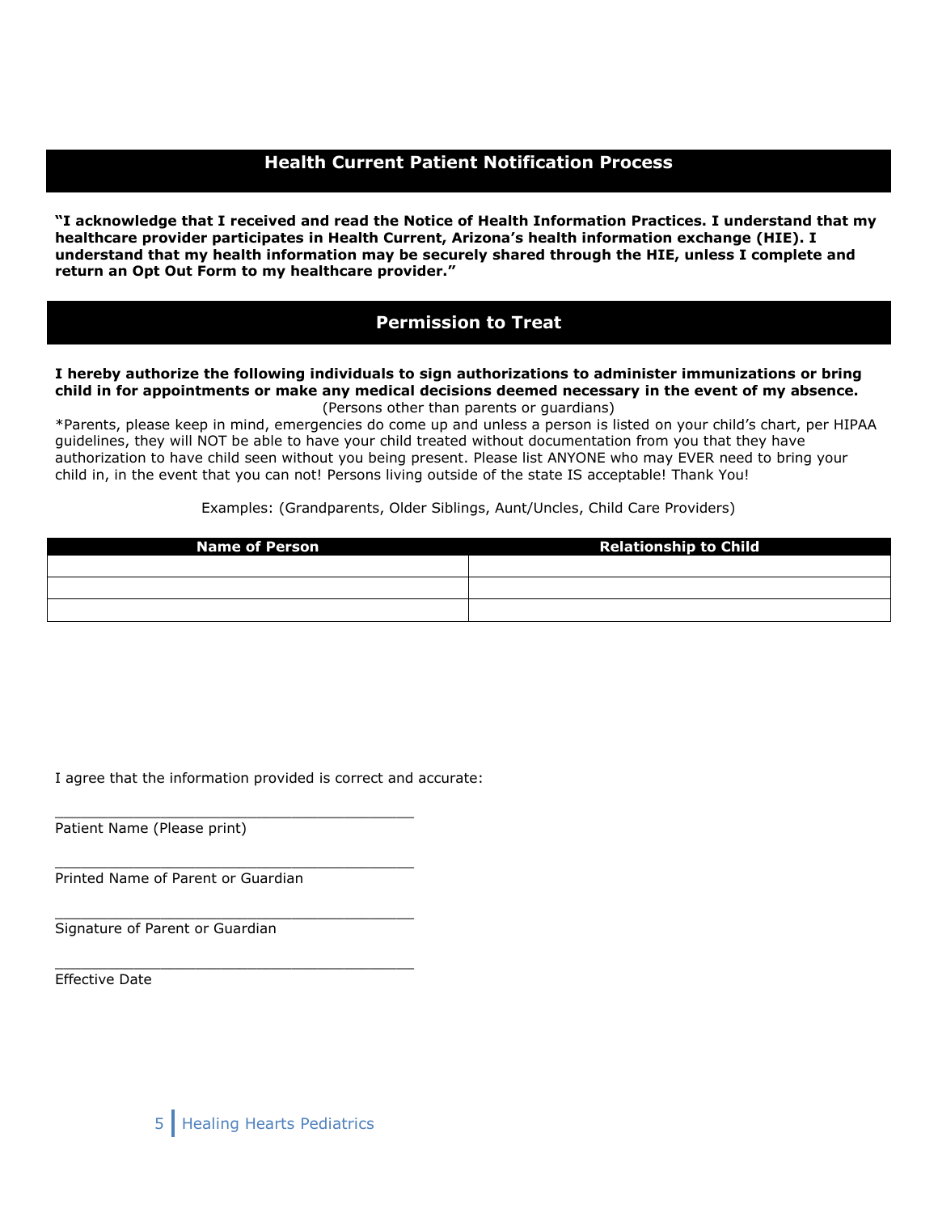## Health Current Patient Notification Process

**"I acknowledge that I received and read the Notice of Health Information Practices. I understand that my healthcare provider participates in Health Current, Arizona's health information exchange (HIE). I understand that my health information may be securely shared through the HIE, unless I complete and return an Opt Out Form to my healthcare provider."**

## Permission to Treat

**I hereby authorize the following individuals to sign authorizations to administer immunizations or bring child in for appointments or make any medical decisions deemed necessary in the event of my absence.**
(Persons other than parents or guardians)

*Parents, please keep in mind, emergencies do come up and unless a person is listed on your child's chart, per HIPAA guidelines, they will NOT be able to have your child treated without documentation from you that they have authorization to have child seen without you being present. Please list ANYONE who may EVER need to bring your child in, in the event that you can not! Persons living outside of the state IS acceptable! Thank You!

Examples: (Grandparents, Older Siblings, Aunt/Uncles, Child Care Providers)

| Name of Person | Relationship to Child |
|---|---|
| | |
| | |
| | |

I agree that the information provided is correct and accurate:

\_\_\_\_\_\_\_\_\_\_\_\_\_\_\_\_\_\_\_\_\_\_\_\_\_\_\_\_\_\_\_\_\_\_\_\_\_\_\_\_
Patient Name (Please print)

\_\_\_\_\_\_\_\_\_\_\_\_\_\_\_\_\_\_\_\_\_\_\_\_\_\_\_\_\_\_\_\_\_\_\_\_\_\_\_\_
Printed Name of Parent or Guardian

\_\_\_\_\_\_\_\_\_\_\_\_\_\_\_\_\_\_\_\_\_\_\_\_\_\_\_\_\_\_\_\_\_\_\_\_\_\_\_\_
Signature of Parent or Guardian

\_\_\_\_\_\_\_\_\_\_\_\_\_\_\_\_\_\_\_\_\_\_\_\_\_\_\_\_\_\_\_\_\_\_\_\_\_\_\_\_
Effective Date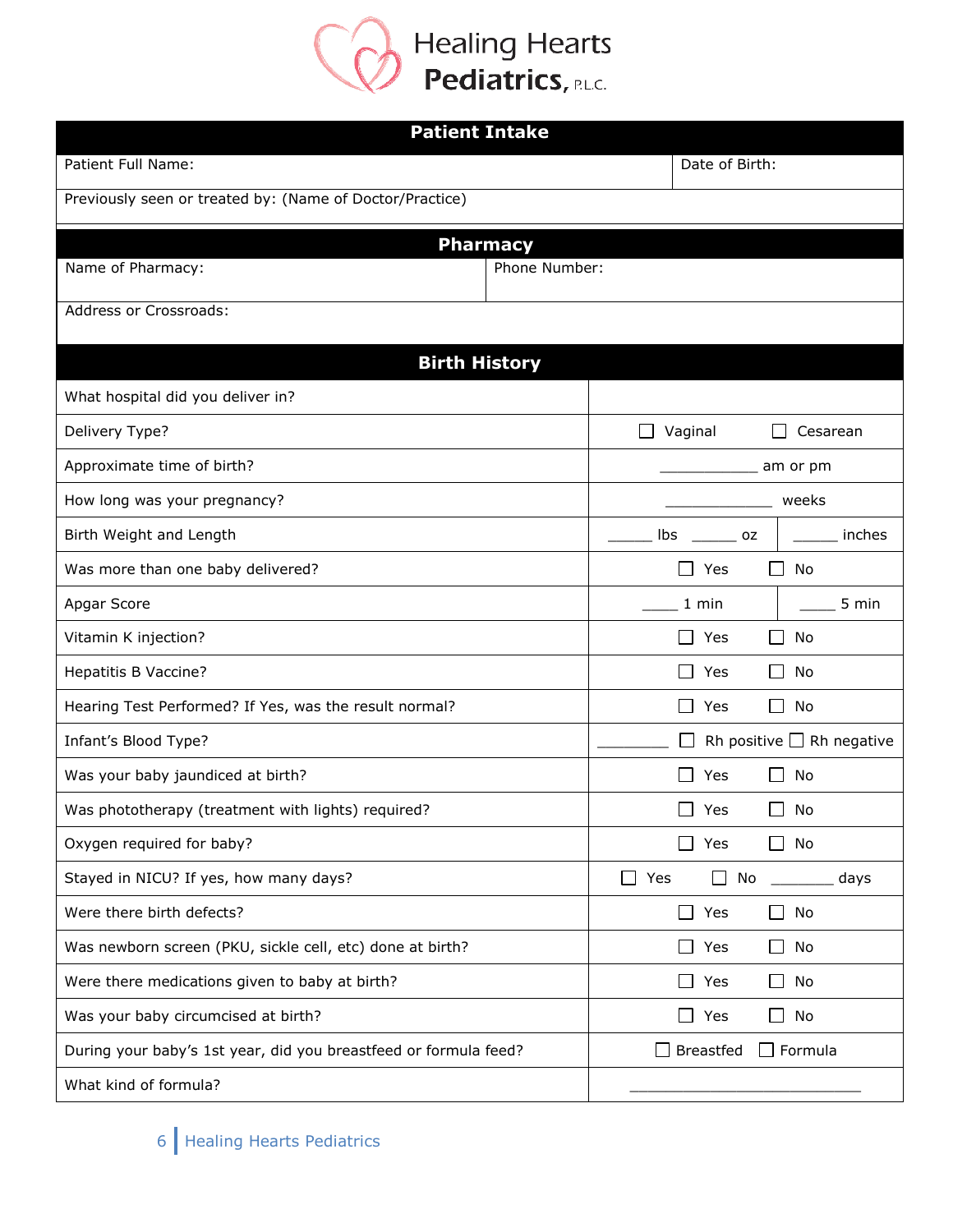Healing Hearts **Pediatrics**, P.L.C.

## Patient Intake

| Patient Full Name: | Date of Birth: |
|---|---|
| Previously seen or treated by: (Name of Doctor/Practice) | |

## Pharmacy

| Name of Pharmacy: | Phone Number: |
|---|---|
| Address or Crossroads: | |

## Birth History

| Question | Response | |
|---|---|---|
| What hospital did you deliver in? | | |
| Delivery Type? | ☐ Vaginal ☐ Cesarean | |
| Approximate time of birth? | ___________ am or pm | |
| How long was your pregnancy? | ____________ weeks | |
| Birth Weight and Length | _____ lbs _____ oz | _____ inches |
| Was more than one baby delivered? | ☐ Yes ☐ No | |
| Apgar Score | ____ 1 min | ____ 5 min |
| Vitamin K injection? | ☐ Yes ☐ No | |
| Hepatitis B Vaccine? | ☐ Yes ☐ No | |
| Hearing Test Performed? If Yes, was the result normal? | ☐ Yes ☐ No | |
| Infant's Blood Type? | ________ ☐ Rh positive ☐ Rh negative | |
| Was your baby jaundiced at birth? | ☐ Yes ☐ No | |
| Was phototherapy (treatment with lights) required? | ☐ Yes ☐ No | |
| Oxygen required for baby? | ☐ Yes ☐ No | |
| Stayed in NICU? If yes, how many days? | ☐ Yes ☐ No _______ days | |
| Were there birth defects? | ☐ Yes ☐ No | |
| Was newborn screen (PKU, sickle cell, etc) done at birth? | ☐ Yes ☐ No | |
| Were there medications given to baby at birth? | ☐ Yes ☐ No | |
| Was your baby circumcised at birth? | ☐ Yes ☐ No | |
| During your baby's 1st year, did you breastfeed or formula feed? | ☐ Breastfed ☐ Formula | |
| What kind of formula? | __________________________ | |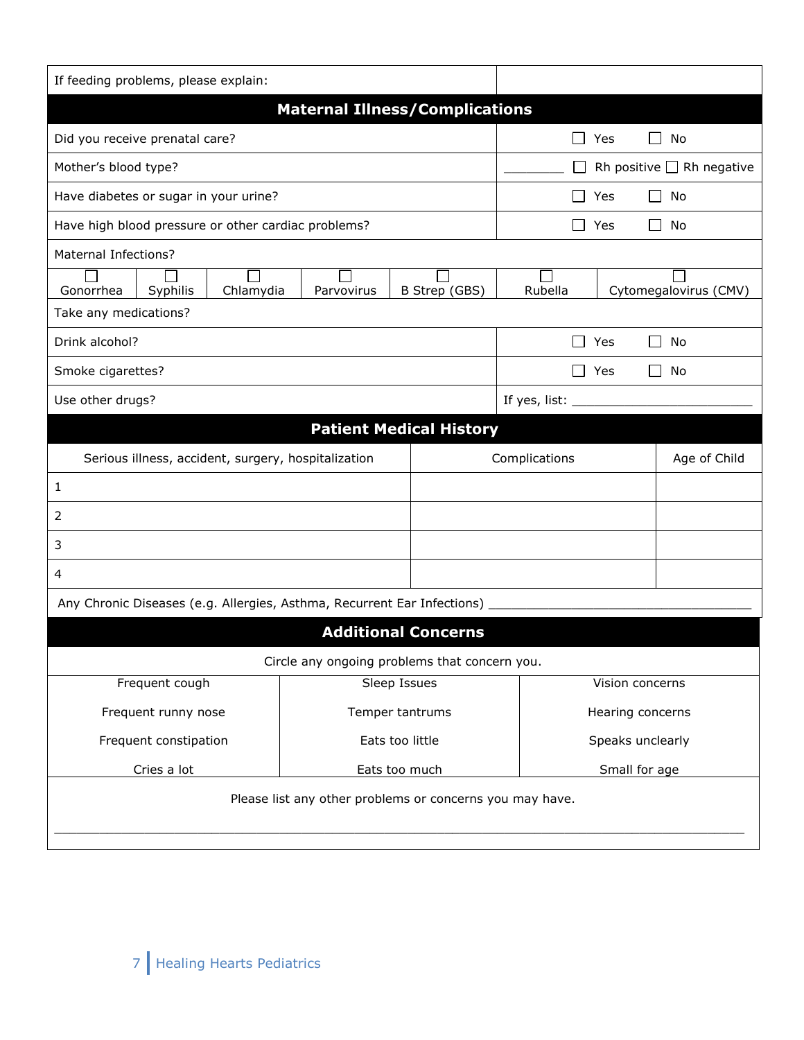| If feeding problems, please explain: | |
|---|---|

## Maternal Illness/Complications

| | |
|---|---|
| Did you receive prenatal care? | ☐ Yes ☐ No |
| Mother's blood type? | _________ ☐ Rh positive ☐ Rh negative |
| Have diabetes or sugar in your urine? | ☐ Yes ☐ No |
| Have high blood pressure or other cardiac problems? | ☐ Yes ☐ No |

Maternal Infections?

| ☐ Gonorrhea | ☐ Syphilis | ☐ Chlamydia | ☐ Parvovirus | ☐ B Strep (GBS) | ☐ Rubella | ☐ Cytomegalovirus (CMV) |
|---|---|---|---|---|---|---|

Take any medications?

| | |
|---|---|
| Drink alcohol? | ☐ Yes ☐ No |
| Smoke cigarettes? | ☐ Yes ☐ No |
| Use other drugs? | If yes, list: _________________________ |

## Patient Medical History

| Serious illness, accident, surgery, hospitalization | Complications | Age of Child |
|---|---|---|
| 1 | | |
| 2 | | |
| 3 | | |
| 4 | | |

Any Chronic Diseases (e.g. Allergies, Asthma, Recurrent Ear Infections) ____________________________________

## Additional Concerns

Circle any ongoing problems that concern you.

| | | |
|---|---|---|
| Frequent cough | Sleep Issues | Vision concerns |
| Frequent runny nose | Temper tantrums | Hearing concerns |
| Frequent constipation | Eats too little | Speaks unclearly |
| Cries a lot | Eats too much | Small for age |

Please list any other problems or concerns you may have.

________________________________________________________________________________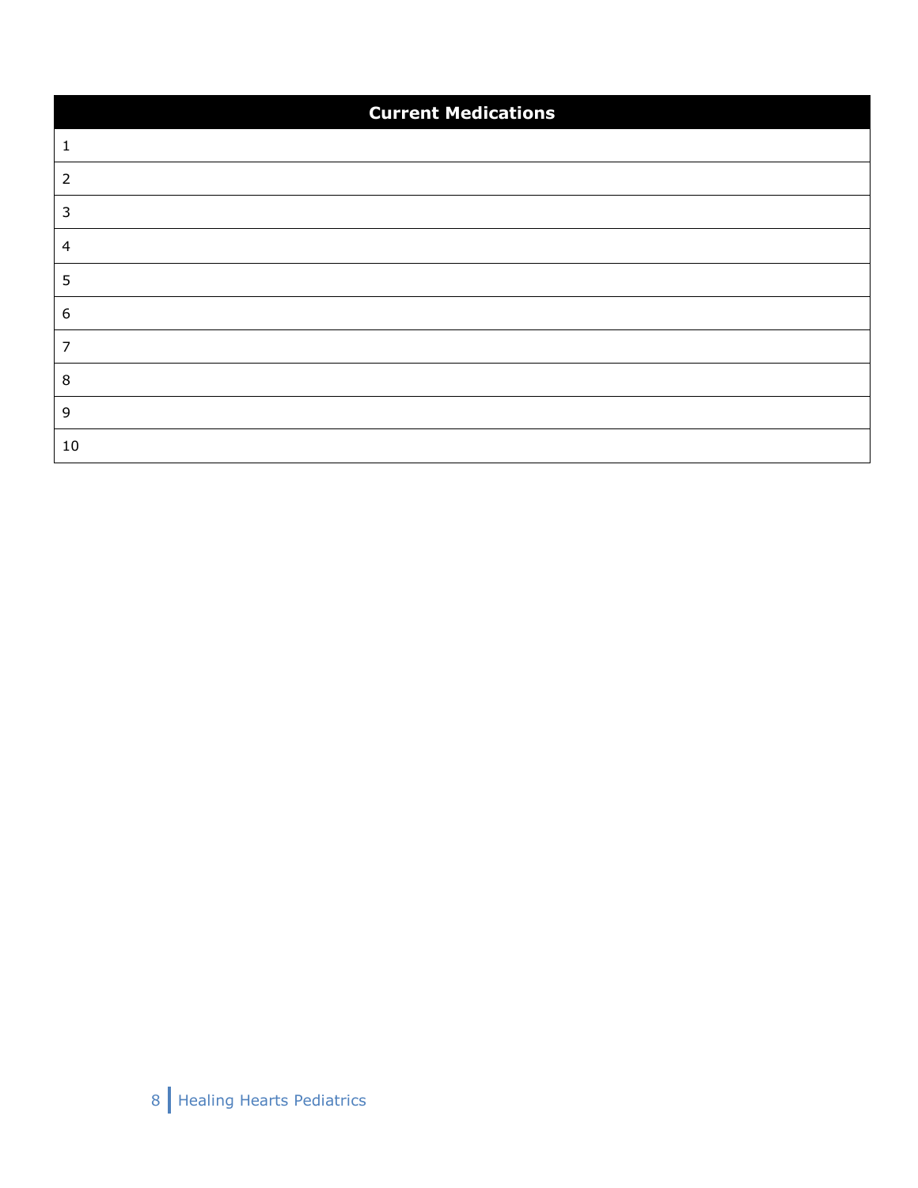| Current Medications |
| --- |
| 1 |
| 2 |
| 3 |
| 4 |
| 5 |
| 6 |
| 7 |
| 8 |
| 9 |
| 10 |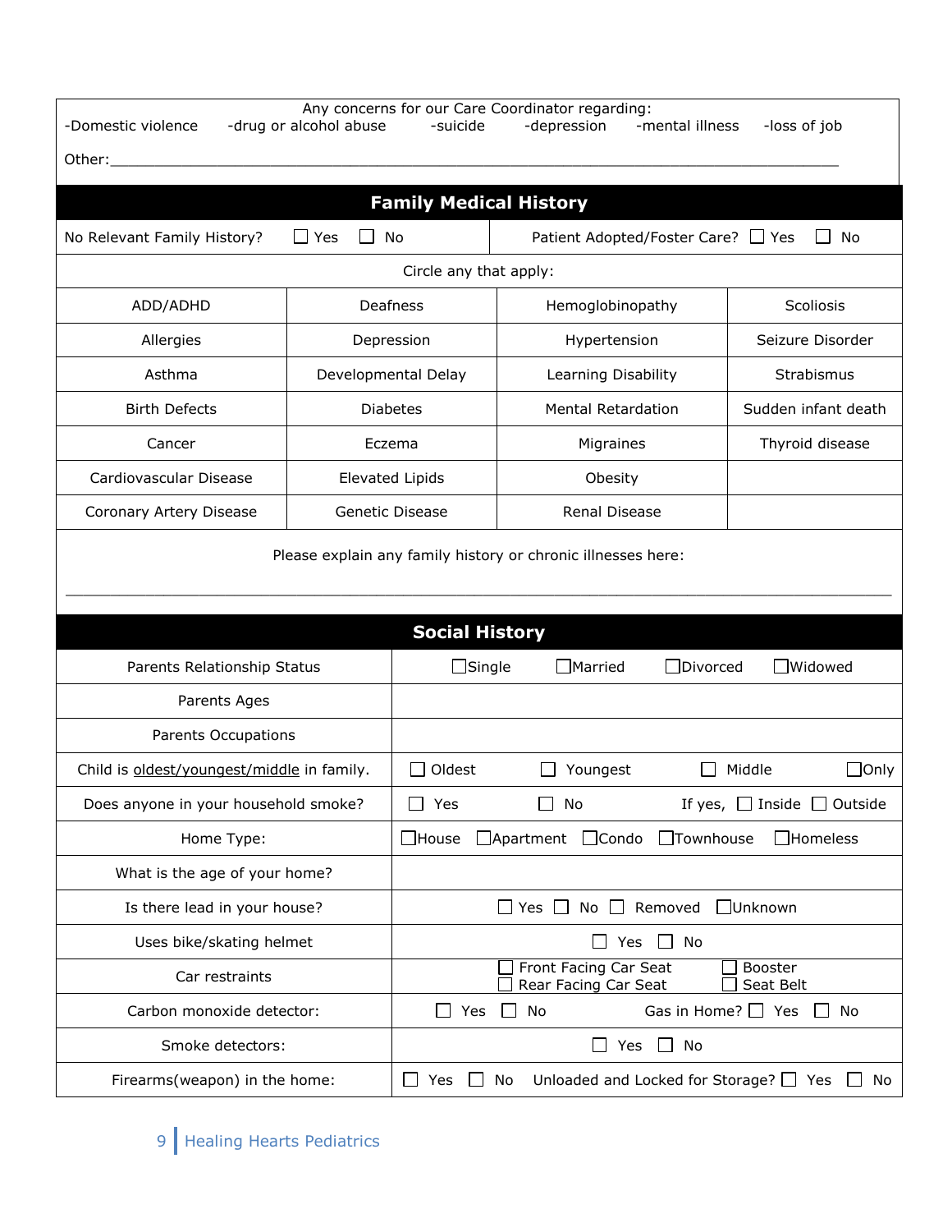Any concerns for our Care Coordinator regarding:

-Domestic violence -drug or alcohol abuse -suicide -depression -mental illness -loss of job

Other:______________________________________________________________________________

## Family Medical History

| No Relevant Family History? ☐ Yes ☐ No | Patient Adopted/Foster Care? ☐ Yes ☐ No |
|---|---|

Circle any that apply:

| | | | |
|---|---|---|---|
| ADD/ADHD | Deafness | Hemoglobinopathy | Scoliosis |
| Allergies | Depression | Hypertension | Seizure Disorder |
| Asthma | Developmental Delay | Learning Disability | Strabismus |
| Birth Defects | Diabetes | Mental Retardation | Sudden infant death |
| Cancer | Eczema | Migraines | Thyroid disease |
| Cardiovascular Disease | Elevated Lipids | Obesity | |
| Coronary Artery Disease | Genetic Disease | Renal Disease | |

Please explain any family history or chronic illnesses here:

______________________________________________________________________________

## Social History

| | |
|---|---|
| Parents Relationship Status | ☐Single ☐Married ☐Divorced ☐Widowed |
| Parents Ages | |
| Parents Occupations | |
| Child is oldest/youngest/middle in family. | ☐ Oldest ☐ Youngest ☐ Middle ☐Only |
| Does anyone in your household smoke? | ☐ Yes ☐ No If yes, ☐ Inside ☐ Outside |
| Home Type: | ☐House ☐Apartment ☐Condo ☐Townhouse ☐Homeless |
| What is the age of your home? | |
| Is there lead in your house? | ☐ Yes ☐ No ☐ Removed ☐Unknown |
| Uses bike/skating helmet | ☐ Yes ☐ No |
| Car restraints | ☐ Front Facing Car Seat ☐ Booster ☐ Rear Facing Car Seat ☐ Seat Belt |
| Carbon monoxide detector: | ☐ Yes ☐ No Gas in Home? ☐ Yes ☐ No |
| Smoke detectors: | ☐ Yes ☐ No |
| Firearms(weapon) in the home: | ☐ Yes ☐ No Unloaded and Locked for Storage? ☐ Yes ☐ No |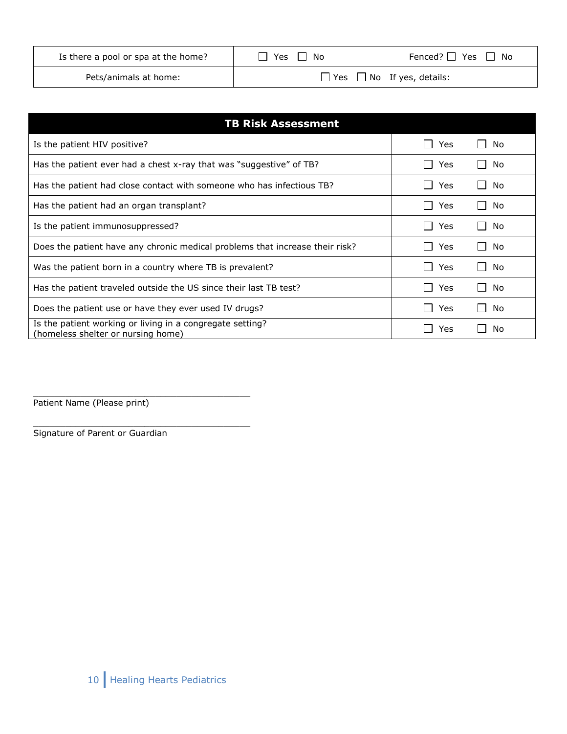| | | |
|---|---|---|
| Is there a pool or spa at the home? | ☐ Yes ☐ No | Fenced? ☐ Yes ☐ No |
| Pets/animals at home: | ☐ Yes ☐ No If yes, details: | |

| TB Risk Assessment | | |
|---|---|---|
| Is the patient HIV positive? | ☐ Yes | ☐ No |
| Has the patient ever had a chest x-ray that was "suggestive" of TB? | ☐ Yes | ☐ No |
| Has the patient had close contact with someone who has infectious TB? | ☐ Yes | ☐ No |
| Has the patient had an organ transplant? | ☐ Yes | ☐ No |
| Is the patient immunosuppressed? | ☐ Yes | ☐ No |
| Does the patient have any chronic medical problems that increase their risk? | ☐ Yes | ☐ No |
| Was the patient born in a country where TB is prevalent? | ☐ Yes | ☐ No |
| Has the patient traveled outside the US since their last TB test? | ☐ Yes | ☐ No |
| Does the patient use or have they ever used IV drugs? | ☐ Yes | ☐ No |
| Is the patient working or living in a congregate setting? (homeless shelter or nursing home) | ☐ Yes | ☐ No |

\_\_\_\_\_\_\_\_\_\_\_\_\_\_\_\_\_\_\_\_\_\_\_\_\_\_\_\_\_\_\_\_\_\_\_\_\_\_\_\_

Patient Name (Please print)

\_\_\_\_\_\_\_\_\_\_\_\_\_\_\_\_\_\_\_\_\_\_\_\_\_\_\_\_\_\_\_\_\_\_\_\_\_\_\_\_

Signature of Parent or Guardian